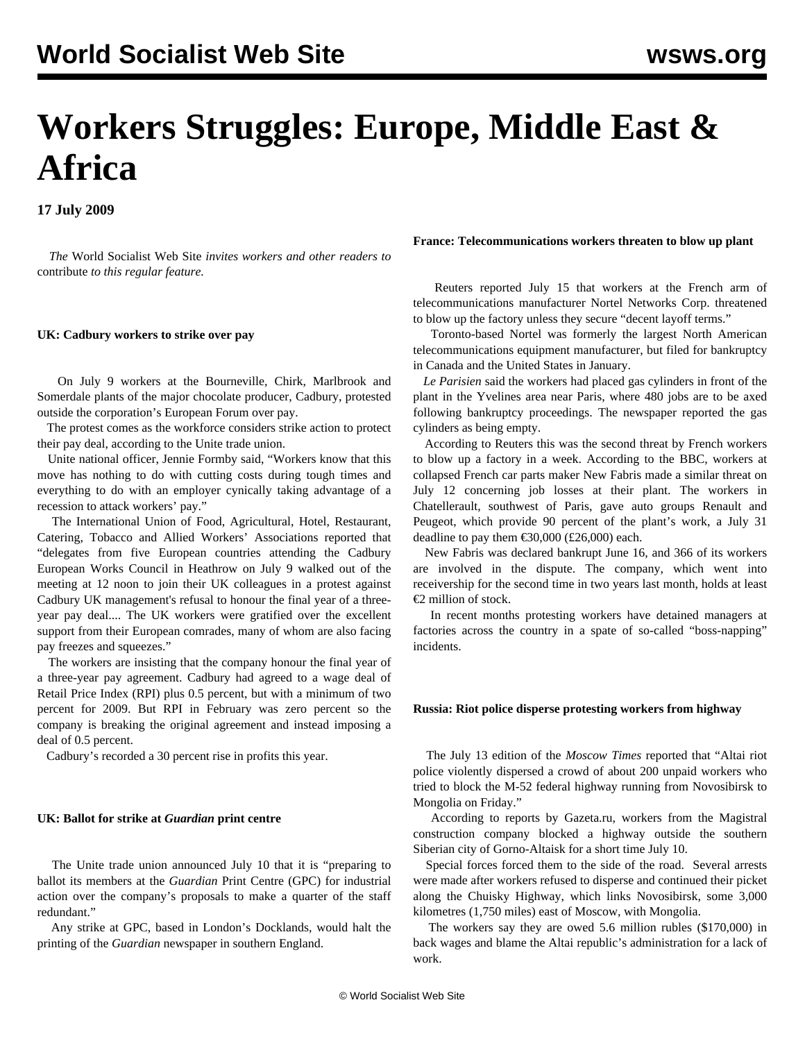# Workers Struggles: Europe, Middle East & Africa

**17 July 2009**

*The* World Socialist Web Site *invites workers and other readers to* contribute *to this regular feature.*

**UK: Cadbury workers to strike over pay**

On July 9 workers at the Bourneville, Chirk, Marlbrook and Somerdale plants of the major chocolate producer, Cadbury, protested outside the corporation's European Forum over pay.

The protest comes as the workforce considers strike action to protect their pay deal, according to the Unite trade union.

Unite national officer, Jennie Formby said, "Workers know that this move has nothing to do with cutting costs during tough times and everything to do with an employer cynically taking advantage of a recession to attack workers' pay."

The International Union of Food, Agricultural, Hotel, Restaurant, Catering, Tobacco and Allied Workers' Associations reported that "delegates from five European countries attending the Cadbury European Works Council in Heathrow on July 9 walked out of the meeting at 12 noon to join their UK colleagues in a protest against Cadbury UK management's refusal to honour the final year of a three-year pay deal.... The UK workers were gratified over the excellent support from their European comrades, many of whom are also facing pay freezes and squeezes."

The workers are insisting that the company honour the final year of a three-year pay agreement. Cadbury had agreed to a wage deal of Retail Price Index (RPI) plus 0.5 percent, but with a minimum of two percent for 2009. But RPI in February was zero percent so the company is breaking the original agreement and instead imposing a deal of 0.5 percent.

Cadbury's recorded a 30 percent rise in profits this year.

**UK: Ballot for strike at *Guardian* print centre**

The Unite trade union announced July 10 that it is "preparing to ballot its members at the *Guardian* Print Centre (GPC) for industrial action over the company's proposals to make a quarter of the staff redundant."

Any strike at GPC, based in London's Docklands, would halt the printing of the *Guardian* newspaper in southern England.

**France: Telecommunications workers threaten to blow up plant**

Reuters reported July 15 that workers at the French arm of telecommunications manufacturer Nortel Networks Corp. threatened to blow up the factory unless they secure "decent layoff terms."

Toronto-based Nortel was formerly the largest North American telecommunications equipment manufacturer, but filed for bankruptcy in Canada and the United States in January.

*Le Parisien* said the workers had placed gas cylinders in front of the plant in the Yvelines area near Paris, where 480 jobs are to be axed following bankruptcy proceedings. The newspaper reported the gas cylinders as being empty.

According to Reuters this was the second threat by French workers to blow up a factory in a week. According to the BBC, workers at collapsed French car parts maker New Fabris made a similar threat on July 12 concerning job losses at their plant. The workers in Chatellerault, southwest of Paris, gave auto groups Renault and Peugeot, which provide 90 percent of the plant's work, a July 31 deadline to pay them €30,000 (£26,000) each.

New Fabris was declared bankrupt June 16, and 366 of its workers are involved in the dispute. The company, which went into receivership for the second time in two years last month, holds at least €2 million of stock.

In recent months protesting workers have detained managers at factories across the country in a spate of so-called "boss-napping" incidents.

**Russia: Riot police disperse protesting workers from highway**

The July 13 edition of the *Moscow Times* reported that "Altai riot police violently dispersed a crowd of about 200 unpaid workers who tried to block the M-52 federal highway running from Novosibirsk to Mongolia on Friday."

According to reports by Gazeta.ru, workers from the Magistral construction company blocked a highway outside the southern Siberian city of Gorno-Altaisk for a short time July 10.

Special forces forced them to the side of the road. Several arrests were made after workers refused to disperse and continued their picket along the Chuisky Highway, which links Novosibirsk, some 3,000 kilometres (1,750 miles) east of Moscow, with Mongolia.

The workers say they are owed 5.6 million rubles ($170,000) in back wages and blame the Altai republic's administration for a lack of work.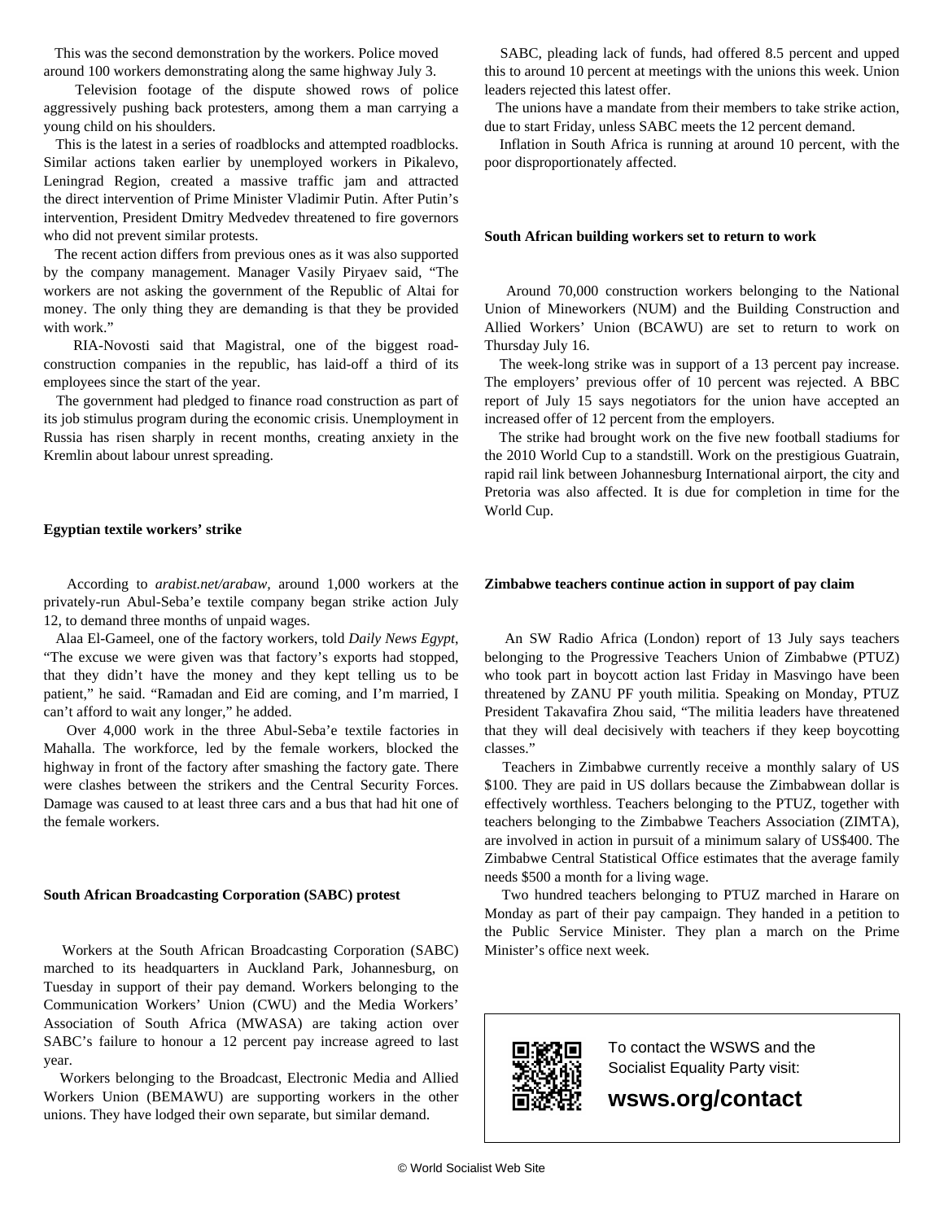This was the second demonstration by the workers. Police moved around 100 workers demonstrating along the same highway July 3.

Television footage of the dispute showed rows of police aggressively pushing back protesters, among them a man carrying a young child on his shoulders.

This is the latest in a series of roadblocks and attempted roadblocks. Similar actions taken earlier by unemployed workers in Pikalevo, Leningrad Region, created a massive traffic jam and attracted the direct intervention of Prime Minister Vladimir Putin. After Putin's intervention, President Dmitry Medvedev threatened to fire governors who did not prevent similar protests.

The recent action differs from previous ones as it was also supported by the company management. Manager Vasily Piryaev said, "The workers are not asking the government of the Republic of Altai for money. The only thing they are demanding is that they be provided with work."

RIA-Novosti said that Magistral, one of the biggest road-construction companies in the republic, has laid-off a third of its employees since the start of the year.

The government had pledged to finance road construction as part of its job stimulus program during the economic crisis. Unemployment in Russia has risen sharply in recent months, creating anxiety in the Kremlin about labour unrest spreading.

**Egyptian textile workers' strike**

According to *arabist.net/arabaw*, around 1,000 workers at the privately-run Abul-Seba'e textile company began strike action July 12, to demand three months of unpaid wages.

Alaa El-Gameel, one of the factory workers, told *Daily News Egypt*, "The excuse we were given was that factory's exports had stopped, that they didn't have the money and they kept telling us to be patient," he said. "Ramadan and Eid are coming, and I'm married, I can't afford to wait any longer," he added.

Over 4,000 work in the three Abul-Seba'e textile factories in Mahalla. The workforce, led by the female workers, blocked the highway in front of the factory after smashing the factory gate. There were clashes between the strikers and the Central Security Forces. Damage was caused to at least three cars and a bus that had hit one of the female workers.

**South African Broadcasting Corporation (SABC) protest**

Workers at the South African Broadcasting Corporation (SABC) marched to its headquarters in Auckland Park, Johannesburg, on Tuesday in support of their pay demand. Workers belonging to the Communication Workers' Union (CWU) and the Media Workers' Association of South Africa (MWASA) are taking action over SABC's failure to honour a 12 percent pay increase agreed to last year.

Workers belonging to the Broadcast, Electronic Media and Allied Workers Union (BEMAWU) are supporting workers in the other unions. They have lodged their own separate, but similar demand.

SABC, pleading lack of funds, had offered 8.5 percent and upped this to around 10 percent at meetings with the unions this week. Union leaders rejected this latest offer.

The unions have a mandate from their members to take strike action, due to start Friday, unless SABC meets the 12 percent demand.

Inflation in South Africa is running at around 10 percent, with the poor disproportionately affected.

**South African building workers set to return to work**

Around 70,000 construction workers belonging to the National Union of Mineworkers (NUM) and the Building Construction and Allied Workers' Union (BCAWU) are set to return to work on Thursday July 16.

The week-long strike was in support of a 13 percent pay increase. The employers' previous offer of 10 percent was rejected. A BBC report of July 15 says negotiators for the union have accepted an increased offer of 12 percent from the employers.

The strike had brought work on the five new football stadiums for the 2010 World Cup to a standstill. Work on the prestigious Guatrain, rapid rail link between Johannesburg International airport, the city and Pretoria was also affected. It is due for completion in time for the World Cup.

**Zimbabwe teachers continue action in support of pay claim**

An SW Radio Africa (London) report of 13 July says teachers belonging to the Progressive Teachers Union of Zimbabwe (PTUZ) who took part in boycott action last Friday in Masvingo have been threatened by ZANU PF youth militia. Speaking on Monday, PTUZ President Takavafira Zhou said, "The militia leaders have threatened that they will deal decisively with teachers if they keep boycotting classes."

Teachers in Zimbabwe currently receive a monthly salary of US $100. They are paid in US dollars because the Zimbabwean dollar is effectively worthless. Teachers belonging to the PTUZ, together with teachers belonging to the Zimbabwe Teachers Association (ZIMTA), are involved in action in pursuit of a minimum salary of US$400. The Zimbabwe Central Statistical Office estimates that the average family needs $500 a month for a living wage.

Two hundred teachers belonging to PTUZ marched in Harare on Monday as part of their pay campaign. They handed in a petition to the Public Service Minister. They plan a march on the Prime Minister's office next week.

To contact the WSWS and the Socialist Equality Party visit:

**wsws.org/contact**